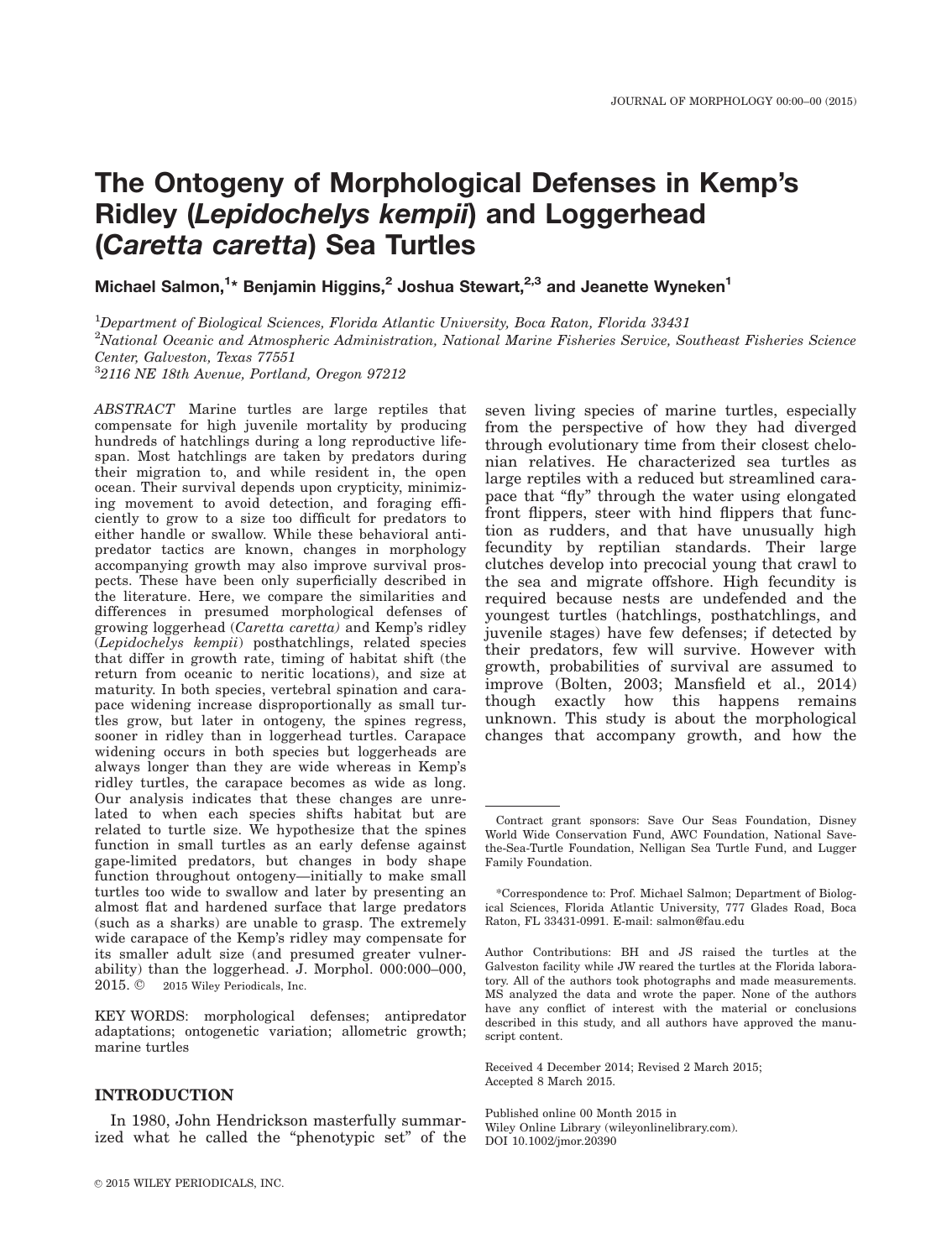# The Ontogeny of Morphological Defenses in Kemp's Ridley (*Lepidochelys kempii*) and Loggerhead (*Caretta caretta*) Sea Turtles

**Michael Salmon,[1]* Benjamin Higgins,[2] Joshua Stewart,[2,3] and Jeanette Wyneken[1]**

[1]*Department of Biological Sciences, Florida Atlantic University, Boca Raton, Florida 33431*

[2]*National Oceanic and Atmospheric Administration, National Marine Fisheries Service, Southeast Fisheries Science Center, Galveston, Texas 77551*

[3]*2116 NE 18th Avenue, Portland, Oregon 97212*

*ABSTRACT* Marine turtles are large reptiles that compensate for high juvenile mortality by producing hundreds of hatchlings during a long reproductive lifespan. Most hatchlings are taken by predators during their migration to, and while resident in, the open ocean. Their survival depends upon crypticity, minimizing movement to avoid detection, and foraging efficiently to grow to a size too difficult for predators to either handle or swallow. While these behavioral antipredator tactics are known, changes in morphology accompanying growth may also improve survival prospects. These have been only superficially described in the literature. Here, we compare the similarities and differences in presumed morphological defenses of growing loggerhead (*Caretta caretta)* and Kemp's ridley (*Lepidochelys kempii*) posthatchlings, related species that differ in growth rate, timing of habitat shift (the return from oceanic to neritic locations), and size at maturity. In both species, vertebral spination and carapace widening increase disproportionally as small turtles grow, but later in ontogeny, the spines regress, sooner in ridley than in loggerhead turtles. Carapace widening occurs in both species but loggerheads are always longer than they are wide whereas in Kemp's ridley turtles, the carapace becomes as wide as long. Our analysis indicates that these changes are unrelated to when each species shifts habitat but are related to turtle size. We hypothesize that the spines function in small turtles as an early defense against gape-limited predators, but changes in body shape function throughout ontogeny—initially to make small turtles too wide to swallow and later by presenting an almost flat and hardened surface that large predators (such as a sharks) are unable to grasp. The extremely wide carapace of the Kemp's ridley may compensate for its smaller adult size (and presumed greater vulnerability) than the loggerhead. J. Morphol. 000:000–000, 2015. © 2015 Wiley Periodicals, Inc.

KEY WORDS: morphological defenses; antipredator adaptations; ontogenetic variation; allometric growth; marine turtles

## INTRODUCTION

In 1980, John Hendrickson masterfully summarized what he called the "phenotypic set" of the seven living species of marine turtles, especially from the perspective of how they had diverged through evolutionary time from their closest chelonian relatives. He characterized sea turtles as large reptiles with a reduced but streamlined carapace that "fly" through the water using elongated front flippers, steer with hind flippers that function as rudders, and that have unusually high fecundity by reptilian standards. Their large clutches develop into precocial young that crawl to the sea and migrate offshore. High fecundity is required because nests are undefended and the youngest turtles (hatchlings, posthatchlings, and juvenile stages) have few defenses; if detected by their predators, few will survive. However with growth, probabilities of survival are assumed to improve (Bolten, 2003; Mansfield et al., 2014) though exactly how this happens remains unknown. This study is about the morphological changes that accompany growth, and how the

---

Contract grant sponsors: Save Our Seas Foundation, Disney World Wide Conservation Fund, AWC Foundation, National Save-the-Sea-Turtle Foundation, Nelligan Sea Turtle Fund, and Lugger Family Foundation.

*Correspondence to: Prof. Michael Salmon; Department of Biological Sciences, Florida Atlantic University, 777 Glades Road, Boca Raton, FL 33431-0991. E-mail: salmon@fau.edu

Author Contributions: BH and JS raised the turtles at the Galveston facility while JW reared the turtles at the Florida laboratory. All of the authors took photographs and made measurements. MS analyzed the data and wrote the paper. None of the authors have any conflict of interest with the material or conclusions described in this study, and all authors have approved the manuscript content.

Received 4 December 2014; Revised 2 March 2015; Accepted 8 March 2015.

Published online 00 Month 2015 in Wiley Online Library (wileyonlinelibrary.com). DOI 10.1002/jmor.20390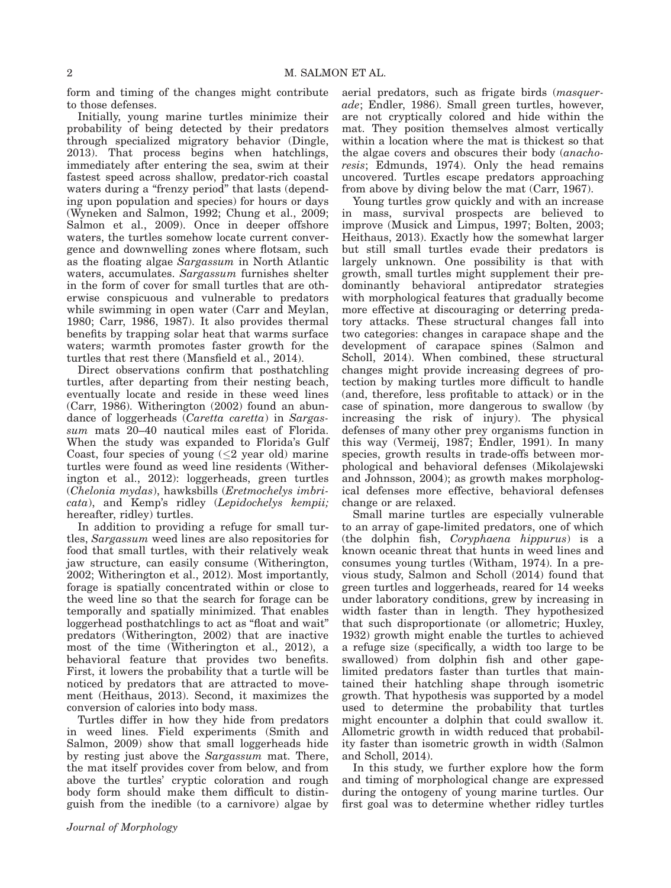form and timing of the changes might contribute to those defenses.

Initially, young marine turtles minimize their probability of being detected by their predators through specialized migratory behavior (Dingle, 2013). That process begins when hatchlings, immediately after entering the sea, swim at their fastest speed across shallow, predator-rich coastal waters during a "frenzy period" that lasts (depending upon population and species) for hours or days (Wyneken and Salmon, 1992; Chung et al., 2009; Salmon et al., 2009). Once in deeper offshore waters, the turtles somehow locate current convergence and downwelling zones where flotsam, such as the floating algae *Sargassum* in North Atlantic waters, accumulates. *Sargassum* furnishes shelter in the form of cover for small turtles that are otherwise conspicuous and vulnerable to predators while swimming in open water (Carr and Meylan, 1980; Carr, 1986, 1987). It also provides thermal benefits by trapping solar heat that warms surface waters; warmth promotes faster growth for the turtles that rest there (Mansfield et al., 2014).

Direct observations confirm that posthatchling turtles, after departing from their nesting beach, eventually locate and reside in these weed lines (Carr, 1986). Witherington (2002) found an abundance of loggerheads (*Caretta caretta*) in *Sargassum* mats 20–40 nautical miles east of Florida. When the study was expanded to Florida's Gulf Coast, four species of young ($\leq$2 year old) marine turtles were found as weed line residents (Witherington et al., 2012): loggerheads, green turtles (*Chelonia mydas*), hawksbills (*Eretmochelys imbricata*), and Kemp's ridley (*Lepidochelys kempii;* hereafter, ridley) turtles.

In addition to providing a refuge for small turtles, *Sargassum* weed lines are also repositories for food that small turtles, with their relatively weak jaw structure, can easily consume (Witherington, 2002; Witherington et al., 2012). Most importantly, forage is spatially concentrated within or close to the weed line so that the search for forage can be temporally and spatially minimized. That enables loggerhead posthatchlings to act as "float and wait" predators (Witherington, 2002) that are inactive most of the time (Witherington et al., 2012), a behavioral feature that provides two benefits. First, it lowers the probability that a turtle will be noticed by predators that are attracted to movement (Heithaus, 2013). Second, it maximizes the conversion of calories into body mass.

Turtles differ in how they hide from predators in weed lines. Field experiments (Smith and Salmon, 2009) show that small loggerheads hide by resting just above the *Sargassum* mat. There, the mat itself provides cover from below, and from above the turtles' cryptic coloration and rough body form should make them difficult to distinguish from the inedible (to a carnivore) algae by aerial predators, such as frigate birds (*masquerade*; Endler, 1986). Small green turtles, however, are not cryptically colored and hide within the mat. They position themselves almost vertically within a location where the mat is thickest so that the algae covers and obscures their body (*anachoresis*; Edmunds, 1974). Only the head remains uncovered. Turtles escape predators approaching from above by diving below the mat (Carr, 1967).

Young turtles grow quickly and with an increase in mass, survival prospects are believed to improve (Musick and Limpus, 1997; Bolten, 2003; Heithaus, 2013). Exactly how the somewhat larger but still small turtles evade their predators is largely unknown. One possibility is that with growth, small turtles might supplement their predominantly behavioral antipredator strategies with morphological features that gradually become more effective at discouraging or deterring predatory attacks. These structural changes fall into two categories: changes in carapace shape and the development of carapace spines (Salmon and Scholl, 2014). When combined, these structural changes might provide increasing degrees of protection by making turtles more difficult to handle (and, therefore, less profitable to attack) or in the case of spination, more dangerous to swallow (by increasing the risk of injury). The physical defenses of many other prey organisms function in this way (Vermeij, 1987; Endler, 1991). In many species, growth results in trade-offs between morphological and behavioral defenses (Mikolajewski and Johnsson, 2004); as growth makes morphological defenses more effective, behavioral defenses change or are relaxed.

Small marine turtles are especially vulnerable to an array of gape-limited predators, one of which (the dolphin fish, *Coryphaena hippurus*) is a known oceanic threat that hunts in weed lines and consumes young turtles (Witham, 1974). In a previous study, Salmon and Scholl (2014) found that green turtles and loggerheads, reared for 14 weeks under laboratory conditions, grew by increasing in width faster than in length. They hypothesized that such disproportionate (or allometric; Huxley, 1932) growth might enable the turtles to achieved a refuge size (specifically, a width too large to be swallowed) from dolphin fish and other gape-limited predators faster than turtles that maintained their hatchling shape through isometric growth. That hypothesis was supported by a model used to determine the probability that turtles might encounter a dolphin that could swallow it. Allometric growth in width reduced that probability faster than isometric growth in width (Salmon and Scholl, 2014).

In this study, we further explore how the form and timing of morphological change are expressed during the ontogeny of young marine turtles. Our first goal was to determine whether ridley turtles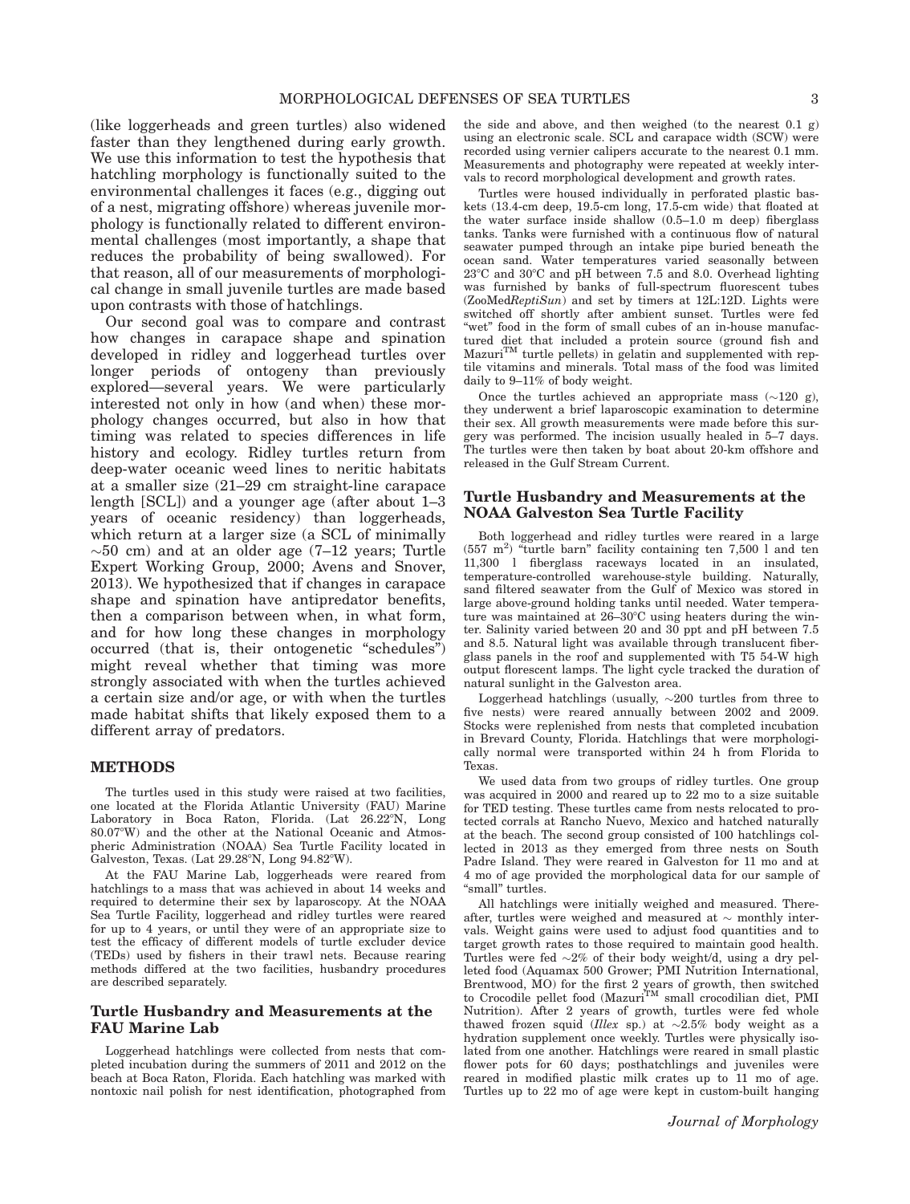(like loggerheads and green turtles) also widened faster than they lengthened during early growth. We use this information to test the hypothesis that hatchling morphology is functionally suited to the environmental challenges it faces (e.g., digging out of a nest, migrating offshore) whereas juvenile morphology is functionally related to different environmental challenges (most importantly, a shape that reduces the probability of being swallowed). For that reason, all of our measurements of morphological change in small juvenile turtles are made based upon contrasts with those of hatchlings.

Our second goal was to compare and contrast how changes in carapace shape and spination developed in ridley and loggerhead turtles over longer periods of ontogeny than previously explored—several years. We were particularly interested not only in how (and when) these morphology changes occurred, but also in how that timing was related to species differences in life history and ecology. Ridley turtles return from deep-water oceanic weed lines to neritic habitats at a smaller size (21–29 cm straight-line carapace length [SCL]) and a younger age (after about 1–3 years of oceanic residency) than loggerheads, which return at a larger size (a SCL of minimally ~50 cm) and at an older age (7–12 years; Turtle Expert Working Group, 2000; Avens and Snover, 2013). We hypothesized that if changes in carapace shape and spination have antipredator benefits, then a comparison between when, in what form, and for how long these changes in morphology occurred (that is, their ontogenetic "schedules") might reveal whether that timing was more strongly associated with when the turtles achieved a certain size and/or age, or with when the turtles made habitat shifts that likely exposed them to a different array of predators.

## METHODS

The turtles used in this study were raised at two facilities, one located at the Florida Atlantic University (FAU) Marine Laboratory in Boca Raton, Florida. (Lat 26.22°N, Long 80.07°W) and the other at the National Oceanic and Atmospheric Administration (NOAA) Sea Turtle Facility located in Galveston, Texas. (Lat 29.28°N, Long 94.82°W).

At the FAU Marine Lab, loggerheads were reared from hatchlings to a mass that was achieved in about 14 weeks and required to determine their sex by laparoscopy. At the NOAA Sea Turtle Facility, loggerhead and ridley turtles were reared for up to 4 years, or until they were of an appropriate size to test the efficacy of different models of turtle excluder device (TEDs) used by fishers in their trawl nets. Because rearing methods differed at the two facilities, husbandry procedures are described separately.

### Turtle Husbandry and Measurements at the FAU Marine Lab

Loggerhead hatchlings were collected from nests that completed incubation during the summers of 2011 and 2012 on the beach at Boca Raton, Florida. Each hatchling was marked with nontoxic nail polish for nest identification, photographed from the side and above, and then weighed (to the nearest 0.1 g) using an electronic scale. SCL and carapace width (SCW) were recorded using vernier calipers accurate to the nearest 0.1 mm. Measurements and photography were repeated at weekly intervals to record morphological development and growth rates.

Turtles were housed individually in perforated plastic baskets (13.4-cm deep, 19.5-cm long, 17.5-cm wide) that floated at the water surface inside shallow (0.5–1.0 m deep) fiberglass tanks. Tanks were furnished with a continuous flow of natural seawater pumped through an intake pipe buried beneath the ocean sand. Water temperatures varied seasonally between 23°C and 30°C and pH between 7.5 and 8.0. Overhead lighting was furnished by banks of full-spectrum fluorescent tubes (ZooMed*ReptiSun*) and set by timers at 12L:12D. Lights were switched off shortly after ambient sunset. Turtles were fed "wet" food in the form of small cubes of an in-house manufactured diet that included a protein source (ground fish and Mazuri™ turtle pellets) in gelatin and supplemented with reptile vitamins and minerals. Total mass of the food was limited daily to 9–11% of body weight.

Once the turtles achieved an appropriate mass (~120 g), they underwent a brief laparoscopic examination to determine their sex. All growth measurements were made before this surgery was performed. The incision usually healed in 5–7 days. The turtles were then taken by boat about 20-km offshore and released in the Gulf Stream Current.

### Turtle Husbandry and Measurements at the NOAA Galveston Sea Turtle Facility

Both loggerhead and ridley turtles were reared in a large (557 m$^2$) "turtle barn" facility containing ten 7,500 l and ten 11,300 l fiberglass raceways located in an insulated, temperature-controlled warehouse-style building. Naturally, sand filtered seawater from the Gulf of Mexico was stored in large above-ground holding tanks until needed. Water temperature was maintained at 26–30°C using heaters during the winter. Salinity varied between 20 and 30 ppt and pH between 7.5 and 8.5. Natural light was available through translucent fiberglass panels in the roof and supplemented with T5 54-W high output florescent lamps. The light cycle tracked the duration of natural sunlight in the Galveston area.

Loggerhead hatchlings (usually, ~200 turtles from three to five nests) were reared annually between 2002 and 2009. Stocks were replenished from nests that completed incubation in Brevard County, Florida. Hatchlings that were morphologically normal were transported within 24 h from Florida to Texas.

We used data from two groups of ridley turtles. One group was acquired in 2000 and reared up to 22 mo to a size suitable for TED testing. These turtles came from nests relocated to protected corrals at Rancho Nuevo, Mexico and hatched naturally at the beach. The second group consisted of 100 hatchlings collected in 2013 as they emerged from three nests on South Padre Island. They were reared in Galveston for 11 mo and at 4 mo of age provided the morphological data for our sample of "small" turtles.

All hatchlings were initially weighed and measured. Thereafter, turtles were weighed and measured at ~ monthly intervals. Weight gains were used to adjust food quantities and to target growth rates to those required to maintain good health. Turtles were fed ~2% of their body weight/d, using a dry pelleted food (Aquamax 500 Grower; PMI Nutrition International, Brentwood, MO) for the first 2 years of growth, then switched to Crocodile pellet food (Mazuri™ small crocodilian diet, PMI Nutrition). After 2 years of growth, turtles were fed whole thawed frozen squid (*Illex* sp.) at ~2.5% body weight as a hydration supplement once weekly. Turtles were physically isolated from one another. Hatchlings were reared in small plastic flower pots for 60 days; posthatchlings and juveniles were reared in modified plastic milk crates up to 11 mo of age. Turtles up to 22 mo of age were kept in custom-built hanging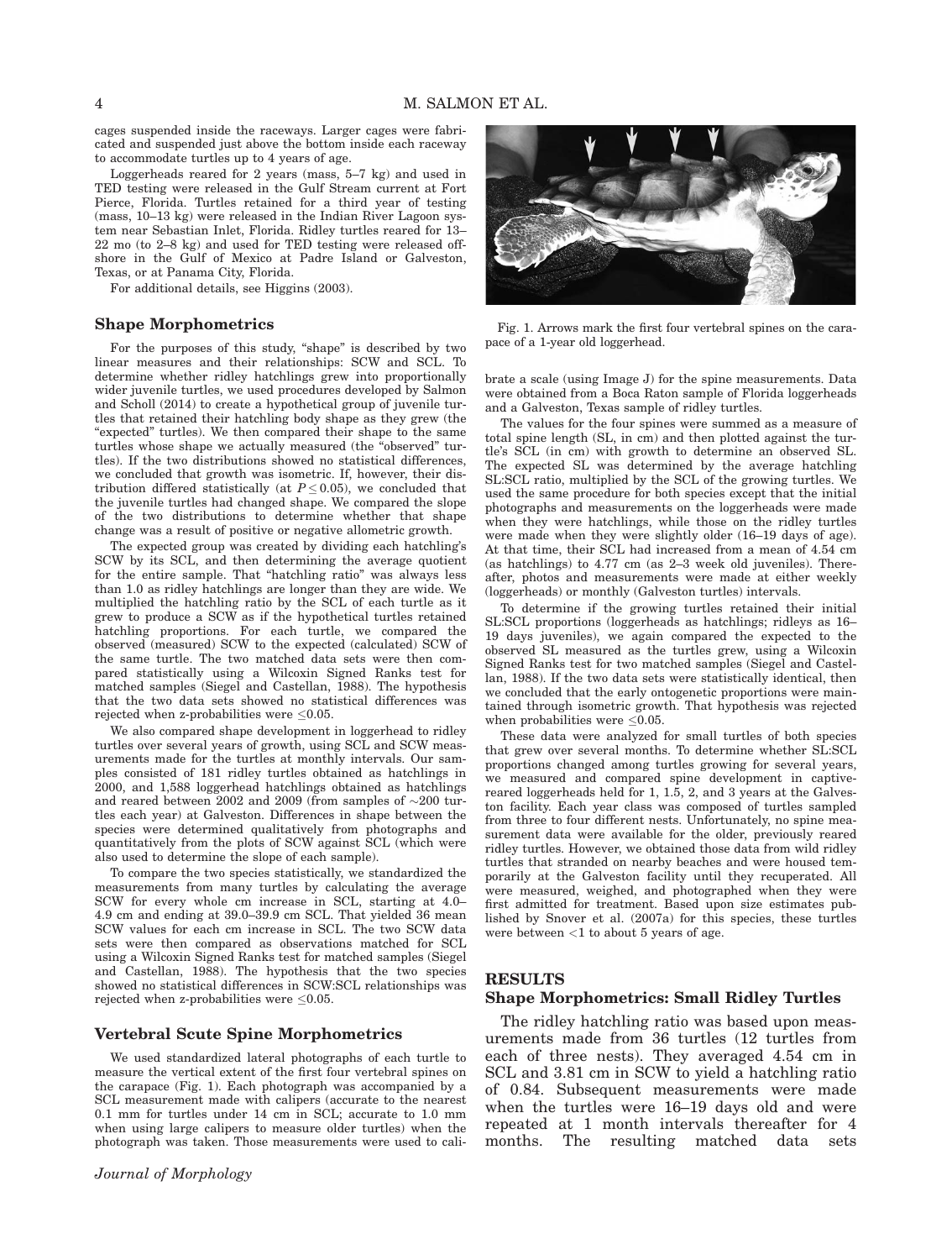cages suspended inside the raceways. Larger cages were fabricated and suspended just above the bottom inside each raceway to accommodate turtles up to 4 years of age.

Loggerheads reared for 2 years (mass, 5–7 kg) and used in TED testing were released in the Gulf Stream current at Fort Pierce, Florida. Turtles retained for a third year of testing (mass, 10–13 kg) were released in the Indian River Lagoon system near Sebastian Inlet, Florida. Ridley turtles reared for 13–22 mo (to 2–8 kg) and used for TED testing were released offshore in the Gulf of Mexico at Padre Island or Galveston, Texas, or at Panama City, Florida.

For additional details, see Higgins (2003).

### Shape Morphometrics

For the purposes of this study, "shape" is described by two linear measures and their relationships: SCW and SCL. To determine whether ridley hatchlings grew into proportionally wider juvenile turtles, we used procedures developed by Salmon and Scholl (2014) to create a hypothetical group of juvenile turtles that retained their hatchling body shape as they grew (the "expected" turtles). We then compared their shape to the same turtles whose shape we actually measured (the "observed" turtles). If the two distributions showed no statistical differences, we concluded that growth was isometric. If, however, their distribution differed statistically (at $P \leq 0.05$), we concluded that the juvenile turtles had changed shape. We compared the slope of the two distributions to determine whether that shape change was a result of positive or negative allometric growth.

The expected group was created by dividing each hatchling's SCW by its SCL, and then determining the average quotient for the entire sample. That "hatchling ratio" was always less than 1.0 as ridley hatchlings are longer than they are wide. We multiplied the hatchling ratio by the SCL of each turtle as it grew to produce a SCW as if the hypothetical turtles retained hatchling proportions. For each turtle, we compared the observed (measured) SCW to the expected (calculated) SCW of the same turtle. The two matched data sets were then compared statistically using a Wilcoxin Signed Ranks test for matched samples (Siegel and Castellan, 1988). The hypothesis that the two data sets showed no statistical differences was rejected when z-probabilities were $\leq 0.05$.

We also compared shape development in loggerhead to ridley turtles over several years of growth, using SCL and SCW measurements made for the turtles at monthly intervals. Our samples consisted of 181 ridley turtles obtained as hatchlings in 2000, and 1,588 loggerhead hatchlings obtained as hatchlings and reared between 2002 and 2009 (from samples of ~200 turtles each year) at Galveston. Differences in shape between the species were determined qualitatively from photographs and quantitatively from the plots of SCW against SCL (which were also used to determine the slope of each sample).

To compare the two species statistically, we standardized the measurements from many turtles by calculating the average SCW for every whole cm increase in SCL, starting at 4.0–4.9 cm and ending at 39.0–39.9 cm SCL. That yielded 36 mean SCW values for each cm increase in SCL. The two SCW data sets were then compared as observations matched for SCL using a Wilcoxin Signed Ranks test for matched samples (Siegel and Castellan, 1988). The hypothesis that the two species showed no statistical differences in SCW:SCL relationships was rejected when z-probabilities were $\leq 0.05$.

### Vertebral Scute Spine Morphometrics

We used standardized lateral photographs of each turtle to measure the vertical extent of the first four vertebral spines on the carapace (Fig. 1). Each photograph was accompanied by a SCL measurement made with calipers (accurate to the nearest 0.1 mm for turtles under 14 cm in SCL; accurate to 1.0 mm when using large calipers to measure older turtles) when the photograph was taken. Those measurements were used to calibrate a scale (using Image J) for the spine measurements. Data were obtained from a Boca Raton sample of Florida loggerheads and a Galveston, Texas sample of ridley turtles.

Fig. 1. Arrows mark the first four vertebral spines on the carapace of a 1-year old loggerhead.

The values for the four spines were summed as a measure of total spine length (SL, in cm) and then plotted against the turtle's SCL (in cm) with growth to determine an observed SL. The expected SL was determined by the average hatchling SL:SCL ratio, multiplied by the SCL of the growing turtles. We used the same procedure for both species except that the initial photographs and measurements on the loggerheads were made when they were hatchlings, while those on the ridley turtles were made when they were slightly older (16–19 days of age). At that time, their SCL had increased from a mean of 4.54 cm (as hatchlings) to 4.77 cm (as 2–3 week old juveniles). Thereafter, photos and measurements were made at either weekly (loggerheads) or monthly (Galveston turtles) intervals.

To determine if the growing turtles retained their initial SL:SCL proportions (loggerheads as hatchlings; ridleys as 16–19 days juveniles), we again compared the expected to the observed SL measured as the turtles grew, using a Wilcoxin Signed Ranks test for two matched samples (Siegel and Castellan, 1988). If the two data sets were statistically identical, then we concluded that the early ontogenetic proportions were maintained through isometric growth. That hypothesis was rejected when probabilities were $\leq 0.05$.

These data were analyzed for small turtles of both species that grew over several months. To determine whether SL:SCL proportions changed among turtles growing for several years, we measured and compared spine development in captive-reared loggerheads held for 1, 1.5, 2, and 3 years at the Galveston facility. Each year class was composed of turtles sampled from three to four different nests. Unfortunately, no spine measurement data were available for the older, previously reared ridley turtles. However, we obtained those data from wild ridley turtles that stranded on nearby beaches and were housed temporarily at the Galveston facility until they recuperated. All were measured, weighed, and photographed when they were first admitted for treatment. Based upon size estimates published by Snover et al. (2007a) for this species, these turtles were between <1 to about 5 years of age.

## RESULTS

### Shape Morphometrics: Small Ridley Turtles

The ridley hatchling ratio was based upon measurements made from 36 turtles (12 turtles from each of three nests). They averaged 4.54 cm in SCL and 3.81 cm in SCW to yield a hatchling ratio of 0.84. Subsequent measurements were made when the turtles were 16–19 days old and were repeated at 1 month intervals thereafter for 4 months. The resulting matched data sets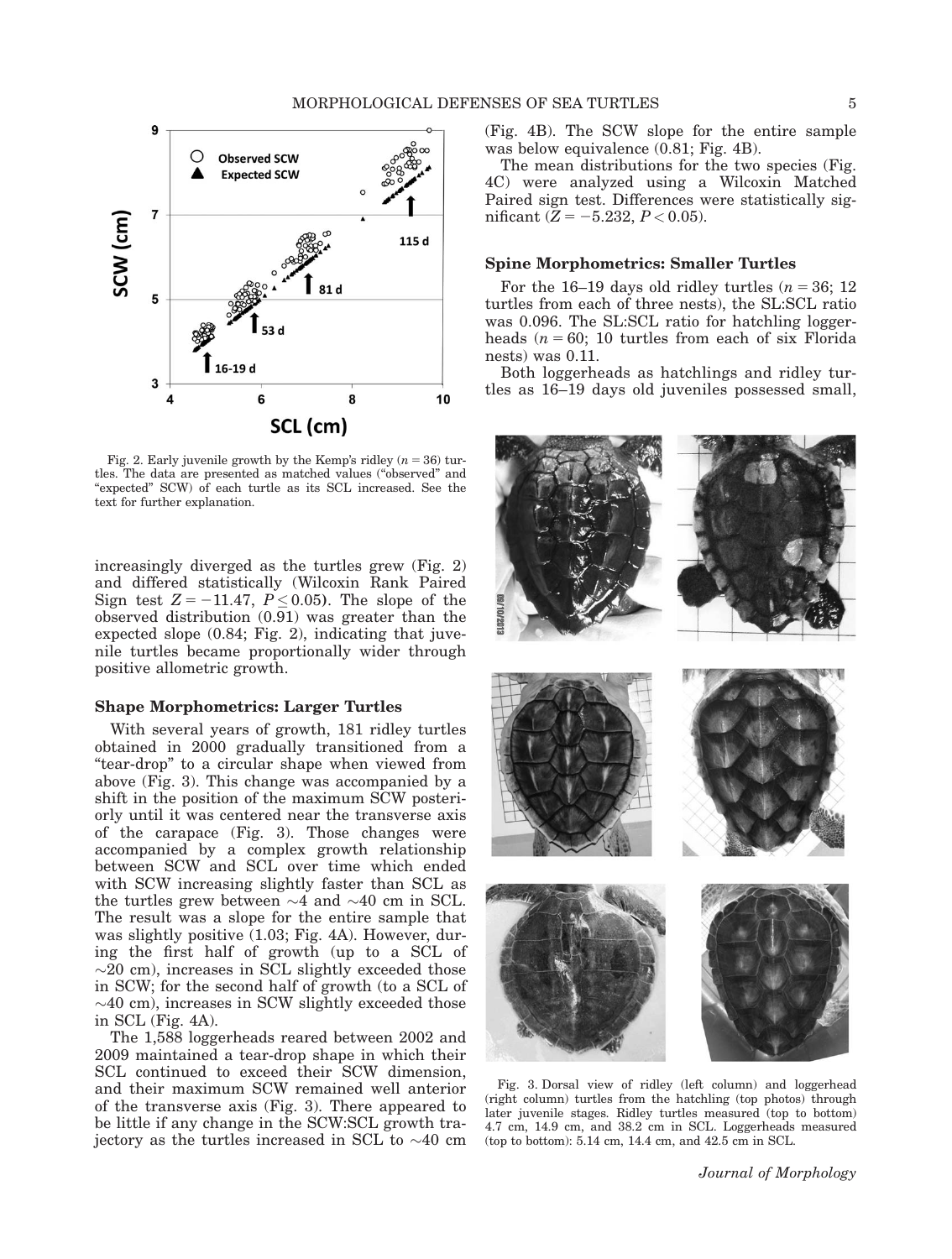Fig. 2. Early juvenile growth by the Kemp's ridley ($n = 36$) turtles. The data are presented as matched values ("observed" and "expected" SCW) of each turtle as its SCL increased. See the text for further explanation.

increasingly diverged as the turtles grew (Fig. 2) and differed statistically (Wilcoxin Rank Paired Sign test $Z = -11.47$, $P \leq 0.05$). The slope of the observed distribution (0.91) was greater than the expected slope (0.84; Fig. 2), indicating that juvenile turtles became proportionally wider through positive allometric growth.

### Shape Morphometrics: Larger Turtles

With several years of growth, 181 ridley turtles obtained in 2000 gradually transitioned from a "tear-drop" to a circular shape when viewed from above (Fig. 3). This change was accompanied by a shift in the position of the maximum SCW posteriorly until it was centered near the transverse axis of the carapace (Fig. 3). Those changes were accompanied by a complex growth relationship between SCW and SCL over time which ended with SCW increasing slightly faster than SCL as the turtles grew between ~4 and ~40 cm in SCL. The result was a slope for the entire sample that was slightly positive (1.03; Fig. 4A). However, during the first half of growth (up to a SCL of ~20 cm), increases in SCL slightly exceeded those in SCW; for the second half of growth (to a SCL of ~40 cm), increases in SCW slightly exceeded those in SCL (Fig. 4A).

The 1,588 loggerheads reared between 2002 and 2009 maintained a tear-drop shape in which their SCL continued to exceed their SCW dimension, and their maximum SCW remained well anterior of the transverse axis (Fig. 3). There appeared to be little if any change in the SCW:SCL growth trajectory as the turtles increased in SCL to ~40 cm (Fig. 4B). The SCW slope for the entire sample was below equivalence (0.81; Fig. 4B).

The mean distributions for the two species (Fig. 4C) were analyzed using a Wilcoxin Matched Paired sign test. Differences were statistically significant ($Z = -5.232$, $P < 0.05$).

### Spine Morphometrics: Smaller Turtles

For the 16–19 days old ridley turtles ($n = 36$; 12 turtles from each of three nests), the SL:SCL ratio was 0.096. The SL:SCL ratio for hatchling loggerheads ($n = 60$; 10 turtles from each of six Florida nests) was 0.11.

Both loggerheads as hatchlings and ridley turtles as 16–19 days old juveniles possessed small,

Fig. 3. Dorsal view of ridley (left column) and loggerhead (right column) turtles from the hatchling (top photos) through later juvenile stages. Ridley turtles measured (top to bottom) 4.7 cm, 14.9 cm, and 38.2 cm in SCL. Loggerheads measured (top to bottom): 5.14 cm, 14.4 cm, and 42.5 cm in SCL.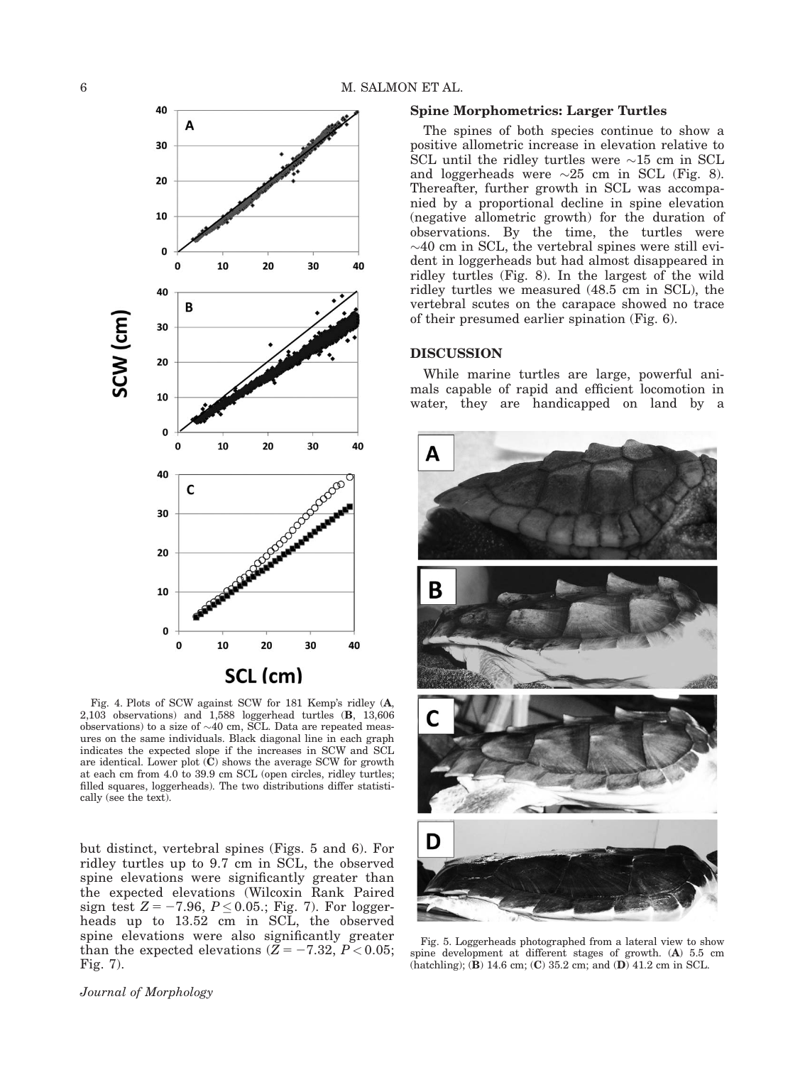Fig. 4. Plots of SCW against SCW for 181 Kemp's ridley (**A**, 2,103 observations) and 1,588 loggerhead turtles (**B**, 13,606 observations) to a size of ~40 cm, SCL. Data are repeated measures on the same individuals. Black diagonal line in each graph indicates the expected slope if the increases in SCW and SCL are identical. Lower plot (**C**) shows the average SCW for growth at each cm from 4.0 to 39.9 cm SCL (open circles, ridley turtles; filled squares, loggerheads). The two distributions differ statistically (see the text).

but distinct, vertebral spines (Figs. 5 and 6). For ridley turtles up to 9.7 cm in SCL, the observed spine elevations were significantly greater than the expected elevations (Wilcoxin Rank Paired sign test $Z = -7.96$, $P \leq 0.05$.; Fig. 7). For loggerheads up to 13.52 cm in SCL, the observed spine elevations were also significantly greater than the expected elevations ($Z = -7.32$, $P < 0.05$; Fig. 7).

### Spine Morphometrics: Larger Turtles

The spines of both species continue to show a positive allometric increase in elevation relative to SCL until the ridley turtles were ~15 cm in SCL and loggerheads were ~25 cm in SCL (Fig. 8). Thereafter, further growth in SCL was accompanied by a proportional decline in spine elevation (negative allometric growth) for the duration of observations. By the time, the turtles were ~40 cm in SCL, the vertebral spines were still evident in loggerheads but had almost disappeared in ridley turtles (Fig. 8). In the largest of the wild ridley turtles we measured (48.5 cm in SCL), the vertebral scutes on the carapace showed no trace of their presumed earlier spination (Fig. 6).

## DISCUSSION

While marine turtles are large, powerful animals capable of rapid and efficient locomotion in water, they are handicapped on land by a

Fig. 5. Loggerheads photographed from a lateral view to show spine development at different stages of growth. (**A**) 5.5 cm (hatchling); (**B**) 14.6 cm; (**C**) 35.2 cm; and (**D**) 41.2 cm in SCL.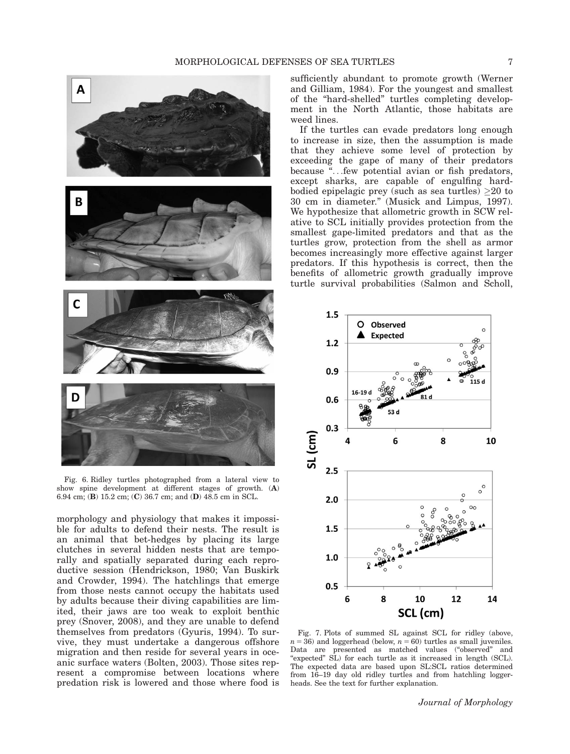Fig. 6. Ridley turtles photographed from a lateral view to show spine development at different stages of growth. (**A**) 6.94 cm; (**B**) 15.2 cm; (**C**) 36.7 cm; and (**D**) 48.5 cm in SCL.

morphology and physiology that makes it impossible for adults to defend their nests. The result is an animal that bet-hedges by placing its large clutches in several hidden nests that are temporally and spatially separated during each reproductive session (Hendrickson, 1980; Van Buskirk and Crowder, 1994). The hatchlings that emerge from those nests cannot occupy the habitats used by adults because their diving capabilities are limited, their jaws are too weak to exploit benthic prey (Snover, 2008), and they are unable to defend themselves from predators (Gyuris, 1994). To survive, they must undertake a dangerous offshore migration and then reside for several years in oceanic surface waters (Bolten, 2003). Those sites represent a compromise between locations where predation risk is lowered and those where food is sufficiently abundant to promote growth (Werner and Gilliam, 1984). For the youngest and smallest of the "hard-shelled" turtles completing development in the North Atlantic, those habitats are weed lines.

If the turtles can evade predators long enough to increase in size, then the assumption is made that they achieve some level of protection by exceeding the gape of many of their predators because "...few potential avian or fish predators, except sharks, are capable of engulfing hard-bodied epipelagic prey (such as sea turtles) ≥20 to 30 cm in diameter." (Musick and Limpus, 1997). We hypothesize that allometric growth in SCW relative to SCL initially provides protection from the smallest gape-limited predators and that as the turtles grow, protection from the shell as armor becomes increasingly more effective against larger predators. If this hypothesis is correct, then the benefits of allometric growth gradually improve turtle survival probabilities (Salmon and Scholl,

Fig. 7. Plots of summed SL against SCL for ridley (above, $n = 36$) and loggerhead (below, $n = 60$) turtles as small juveniles. Data are presented as matched values ("observed" and "expected" SL) for each turtle as it increased in length (SCL). The expected data are based upon SL:SCL ratios determined from 16–19 day old ridley turtles and from hatchling loggerheads. See the text for further explanation.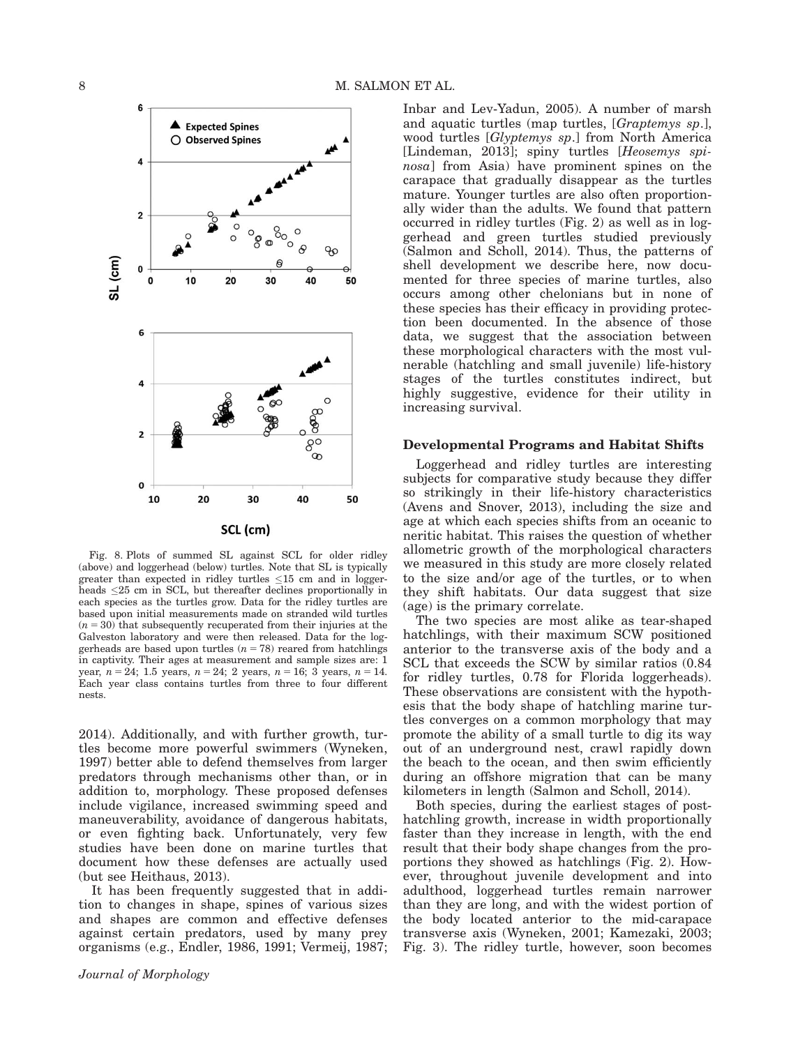Fig. 8. Plots of summed SL against SCL for older ridley (above) and loggerhead (below) turtles. Note that SL is typically greater than expected in ridley turtles ≤15 cm and in loggerheads ≤25 cm in SCL, but thereafter declines proportionally in each species as the turtles grow. Data for the ridley turtles are based upon initial measurements made on stranded wild turtles ($n = 30$) that subsequently recuperated from their injuries at the Galveston laboratory and were then released. Data for the loggerheads are based upon turtles ($n = 78$) reared from hatchlings in captivity. Their ages at measurement and sample sizes are: 1 year, $n = 24$; 1.5 years, $n = 24$; 2 years, $n = 16$; 3 years, $n = 14$. Each year class contains turtles from three to four different nests.

2014). Additionally, and with further growth, turtles become more powerful swimmers (Wyneken, 1997) better able to defend themselves from larger predators through mechanisms other than, or in addition to, morphology. These proposed defenses include vigilance, increased swimming speed and maneuverability, avoidance of dangerous habitats, or even fighting back. Unfortunately, very few studies have been done on marine turtles that document how these defenses are actually used (but see Heithaus, 2013).

It has been frequently suggested that in addition to changes in shape, spines of various sizes and shapes are common and effective defenses against certain predators, used by many prey organisms (e.g., Endler, 1986, 1991; Vermeij, 1987; Inbar and Lev-Yadun, 2005). A number of marsh and aquatic turtles (map turtles, [*Graptemys sp*.], wood turtles [*Glyptemys sp*.] from North America [Lindeman, 2013]; spiny turtles [*Heosemys spinosa*] from Asia) have prominent spines on the carapace that gradually disappear as the turtles mature. Younger turtles are also often proportionally wider than the adults. We found that pattern occurred in ridley turtles (Fig. 2) as well as in loggerhead and green turtles studied previously (Salmon and Scholl, 2014). Thus, the patterns of shell development we describe here, now documented for three species of marine turtles, also occurs among other chelonians but in none of these species has their efficacy in providing protection been documented. In the absence of those data, we suggest that the association between these morphological characters with the most vulnerable (hatchling and small juvenile) life-history stages of the turtles constitutes indirect, but highly suggestive, evidence for their utility in increasing survival.

## Developmental Programs and Habitat Shifts

Loggerhead and ridley turtles are interesting subjects for comparative study because they differ so strikingly in their life-history characteristics (Avens and Snover, 2013), including the size and age at which each species shifts from an oceanic to neritic habitat. This raises the question of whether allometric growth of the morphological characters we measured in this study are more closely related to the size and/or age of the turtles, or to when they shift habitats. Our data suggest that size (age) is the primary correlate.

The two species are most alike as tear-shaped hatchlings, with their maximum SCW positioned anterior to the transverse axis of the body and a SCL that exceeds the SCW by similar ratios (0.84 for ridley turtles, 0.78 for Florida loggerheads). These observations are consistent with the hypothesis that the body shape of hatchling marine turtles converges on a common morphology that may promote the ability of a small turtle to dig its way out of an underground nest, crawl rapidly down the beach to the ocean, and then swim efficiently during an offshore migration that can be many kilometers in length (Salmon and Scholl, 2014).

Both species, during the earliest stages of post-hatchling growth, increase in width proportionally faster than they increase in length, with the end result that their body shape changes from the proportions they showed as hatchlings (Fig. 2). However, throughout juvenile development and into adulthood, loggerhead turtles remain narrower than they are long, and with the widest portion of the body located anterior to the mid-carapace transverse axis (Wyneken, 2001; Kamezaki, 2003; Fig. 3). The ridley turtle, however, soon becomes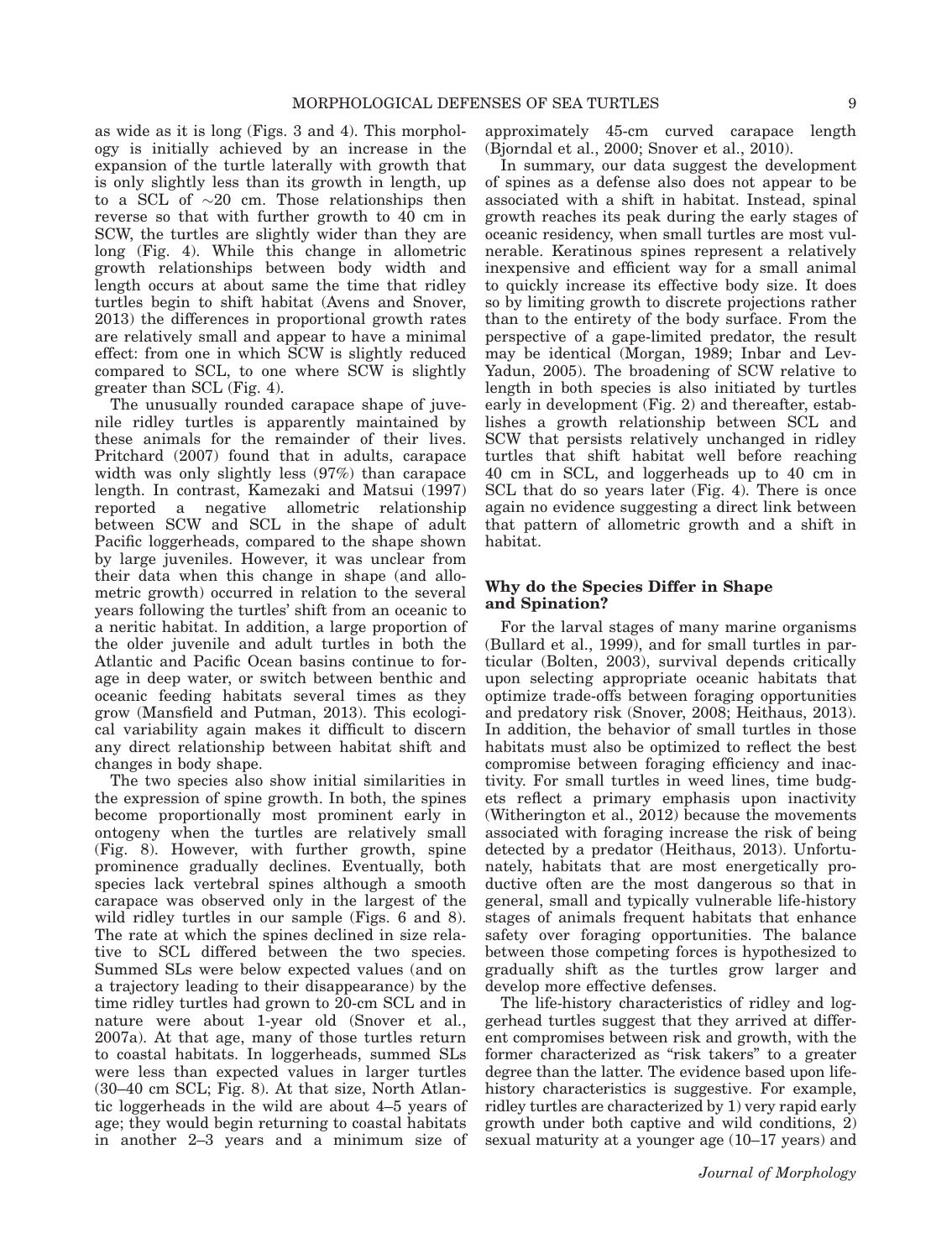as wide as it is long (Figs. 3 and 4). This morphology is initially achieved by an increase in the expansion of the turtle laterally with growth that is only slightly less than its growth in length, up to a SCL of ~20 cm. Those relationships then reverse so that with further growth to 40 cm in SCW, the turtles are slightly wider than they are long (Fig. 4). While this change in allometric growth relationships between body width and length occurs at about same the time that ridley turtles begin to shift habitat (Avens and Snover, 2013) the differences in proportional growth rates are relatively small and appear to have a minimal effect: from one in which SCW is slightly reduced compared to SCL, to one where SCW is slightly greater than SCL (Fig. 4).

The unusually rounded carapace shape of juvenile ridley turtles is apparently maintained by these animals for the remainder of their lives. Pritchard (2007) found that in adults, carapace width was only slightly less (97%) than carapace length. In contrast, Kamezaki and Matsui (1997) reported a negative allometric relationship between SCW and SCL in the shape of adult Pacific loggerheads, compared to the shape shown by large juveniles. However, it was unclear from their data when this change in shape (and allometric growth) occurred in relation to the several years following the turtles' shift from an oceanic to a neritic habitat. In addition, a large proportion of the older juvenile and adult turtles in both the Atlantic and Pacific Ocean basins continue to forage in deep water, or switch between benthic and oceanic feeding habitats several times as they grow (Mansfield and Putman, 2013). This ecological variability again makes it difficult to discern any direct relationship between habitat shift and changes in body shape.

The two species also show initial similarities in the expression of spine growth. In both, the spines become proportionally most prominent early in ontogeny when the turtles are relatively small (Fig. 8). However, with further growth, spine prominence gradually declines. Eventually, both species lack vertebral spines although a smooth carapace was observed only in the largest of the wild ridley turtles in our sample (Figs. 6 and 8). The rate at which the spines declined in size relative to SCL differed between the two species. Summed SLs were below expected values (and on a trajectory leading to their disappearance) by the time ridley turtles had grown to 20-cm SCL and in nature were about 1-year old (Snover et al., 2007a). At that age, many of those turtles return to coastal habitats. In loggerheads, summed SLs were less than expected values in larger turtles (30–40 cm SCL; Fig. 8). At that size, North Atlantic loggerheads in the wild are about 4–5 years of age; they would begin returning to coastal habitats in another 2–3 years and a minimum size of approximately 45-cm curved carapace length (Bjorndal et al., 2000; Snover et al., 2010).

In summary, our data suggest the development of spines as a defense also does not appear to be associated with a shift in habitat. Instead, spinal growth reaches its peak during the early stages of oceanic residency, when small turtles are most vulnerable. Keratinous spines represent a relatively inexpensive and efficient way for a small animal to quickly increase its effective body size. It does so by limiting growth to discrete projections rather than to the entirety of the body surface. From the perspective of a gape-limited predator, the result may be identical (Morgan, 1989; Inbar and Lev-Yadun, 2005). The broadening of SCW relative to length in both species is also initiated by turtles early in development (Fig. 2) and thereafter, establishes a growth relationship between SCL and SCW that persists relatively unchanged in ridley turtles that shift habitat well before reaching 40 cm in SCL, and loggerheads up to 40 cm in SCL that do so years later (Fig. 4). There is once again no evidence suggesting a direct link between that pattern of allometric growth and a shift in habitat.

### Why do the Species Differ in Shape and Spination?

For the larval stages of many marine organisms (Bullard et al., 1999), and for small turtles in particular (Bolten, 2003), survival depends critically upon selecting appropriate oceanic habitats that optimize trade-offs between foraging opportunities and predatory risk (Snover, 2008; Heithaus, 2013). In addition, the behavior of small turtles in those habitats must also be optimized to reflect the best compromise between foraging efficiency and inactivity. For small turtles in weed lines, time budgets reflect a primary emphasis upon inactivity (Witherington et al., 2012) because the movements associated with foraging increase the risk of being detected by a predator (Heithaus, 2013). Unfortunately, habitats that are most energetically productive often are the most dangerous so that in general, small and typically vulnerable life-history stages of animals frequent habitats that enhance safety over foraging opportunities. The balance between those competing forces is hypothesized to gradually shift as the turtles grow larger and develop more effective defenses.

The life-history characteristics of ridley and loggerhead turtles suggest that they arrived at different compromises between risk and growth, with the former characterized as "risk takers" to a greater degree than the latter. The evidence based upon life-history characteristics is suggestive. For example, ridley turtles are characterized by 1) very rapid early growth under both captive and wild conditions, 2) sexual maturity at a younger age (10–17 years) and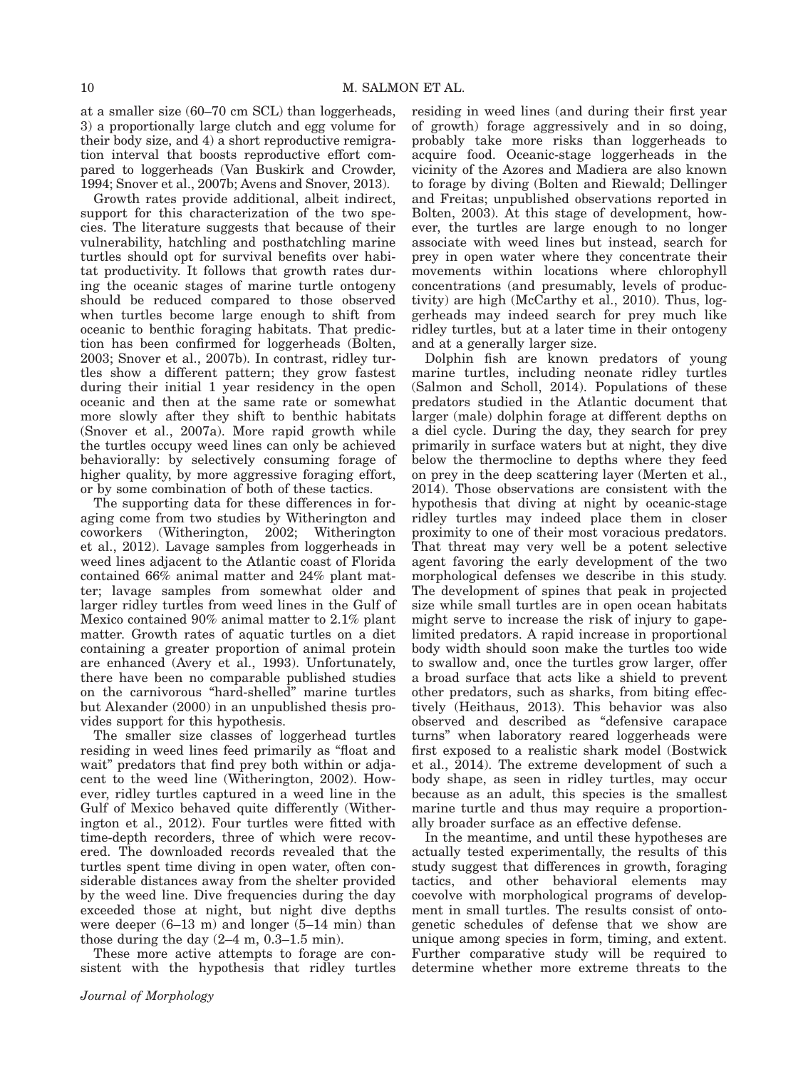at a smaller size (60–70 cm SCL) than loggerheads, 3) a proportionally large clutch and egg volume for their body size, and 4) a short reproductive remigration interval that boosts reproductive effort compared to loggerheads (Van Buskirk and Crowder, 1994; Snover et al., 2007b; Avens and Snover, 2013).

Growth rates provide additional, albeit indirect, support for this characterization of the two species. The literature suggests that because of their vulnerability, hatchling and posthatchling marine turtles should opt for survival benefits over habitat productivity. It follows that growth rates during the oceanic stages of marine turtle ontogeny should be reduced compared to those observed when turtles become large enough to shift from oceanic to benthic foraging habitats. That prediction has been confirmed for loggerheads (Bolten, 2003; Snover et al., 2007b). In contrast, ridley turtles show a different pattern; they grow fastest during their initial 1 year residency in the open oceanic and then at the same rate or somewhat more slowly after they shift to benthic habitats (Snover et al., 2007a). More rapid growth while the turtles occupy weed lines can only be achieved behaviorally: by selectively consuming forage of higher quality, by more aggressive foraging effort, or by some combination of both of these tactics.

The supporting data for these differences in foraging come from two studies by Witherington and coworkers (Witherington, 2002; Witherington et al., 2012). Lavage samples from loggerheads in weed lines adjacent to the Atlantic coast of Florida contained 66% animal matter and 24% plant matter; lavage samples from somewhat older and larger ridley turtles from weed lines in the Gulf of Mexico contained 90% animal matter to 2.1% plant matter. Growth rates of aquatic turtles on a diet containing a greater proportion of animal protein are enhanced (Avery et al., 1993). Unfortunately, there have been no comparable published studies on the carnivorous "hard-shelled" marine turtles but Alexander (2000) in an unpublished thesis provides support for this hypothesis.

The smaller size classes of loggerhead turtles residing in weed lines feed primarily as "float and wait" predators that find prey both within or adjacent to the weed line (Witherington, 2002). However, ridley turtles captured in a weed line in the Gulf of Mexico behaved quite differently (Witherington et al., 2012). Four turtles were fitted with time-depth recorders, three of which were recovered. The downloaded records revealed that the turtles spent time diving in open water, often considerable distances away from the shelter provided by the weed line. Dive frequencies during the day exceeded those at night, but night dive depths were deeper (6–13 m) and longer (5–14 min) than those during the day (2–4 m, 0.3–1.5 min).

These more active attempts to forage are consistent with the hypothesis that ridley turtles residing in weed lines (and during their first year of growth) forage aggressively and in so doing, probably take more risks than loggerheads to acquire food. Oceanic-stage loggerheads in the vicinity of the Azores and Madiera are also known to forage by diving (Bolten and Riewald; Dellinger and Freitas; unpublished observations reported in Bolten, 2003). At this stage of development, however, the turtles are large enough to no longer associate with weed lines but instead, search for prey in open water where they concentrate their movements within locations where chlorophyll concentrations (and presumably, levels of productivity) are high (McCarthy et al., 2010). Thus, loggerheads may indeed search for prey much like ridley turtles, but at a later time in their ontogeny and at a generally larger size.

Dolphin fish are known predators of young marine turtles, including neonate ridley turtles (Salmon and Scholl, 2014). Populations of these predators studied in the Atlantic document that larger (male) dolphin forage at different depths on a diel cycle. During the day, they search for prey primarily in surface waters but at night, they dive below the thermocline to depths where they feed on prey in the deep scattering layer (Merten et al., 2014). Those observations are consistent with the hypothesis that diving at night by oceanic-stage ridley turtles may indeed place them in closer proximity to one of their most voracious predators. That threat may very well be a potent selective agent favoring the early development of the two morphological defenses we describe in this study. The development of spines that peak in projected size while small turtles are in open ocean habitats might serve to increase the risk of injury to gape-limited predators. A rapid increase in proportional body width should soon make the turtles too wide to swallow and, once the turtles grow larger, offer a broad surface that acts like a shield to prevent other predators, such as sharks, from biting effectively (Heithaus, 2013). This behavior was also observed and described as "defensive carapace turns" when laboratory reared loggerheads were first exposed to a realistic shark model (Bostwick et al., 2014). The extreme development of such a body shape, as seen in ridley turtles, may occur because as an adult, this species is the smallest marine turtle and thus may require a proportionally broader surface as an effective defense.

In the meantime, and until these hypotheses are actually tested experimentally, the results of this study suggest that differences in growth, foraging tactics, and other behavioral elements may coevolve with morphological programs of development in small turtles. The results consist of ontogenetic schedules of defense that we show are unique among species in form, timing, and extent. Further comparative study will be required to determine whether more extreme threats to the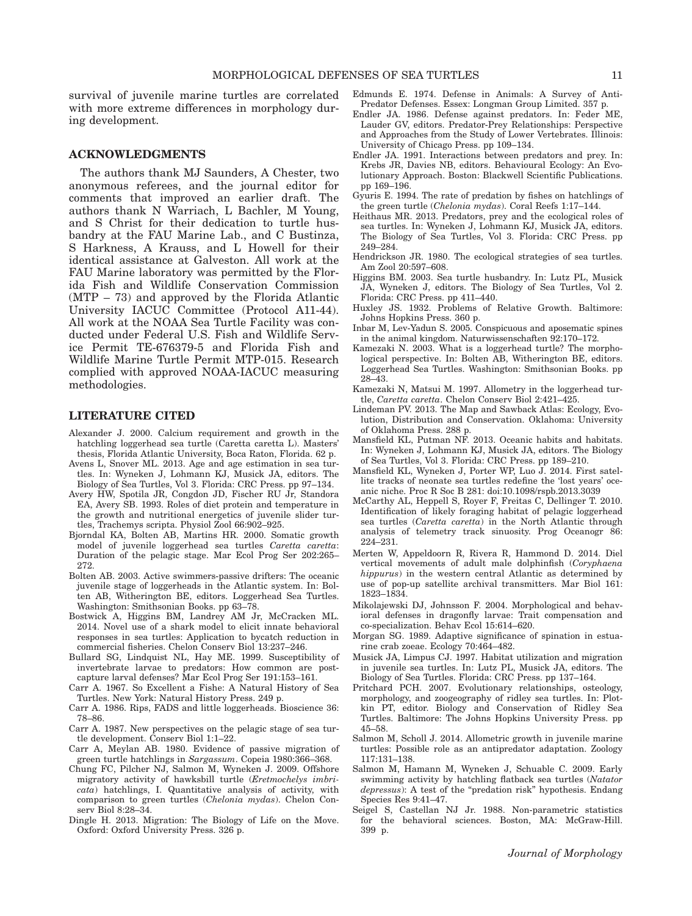survival of juvenile marine turtles are correlated with more extreme differences in morphology during development.

## ACKNOWLEDGMENTS

The authors thank MJ Saunders, A Chester, two anonymous referees, and the journal editor for comments that improved an earlier draft. The authors thank N Warriach, L Bachler, M Young, and S Christ for their dedication to turtle husbandry at the FAU Marine Lab., and C Bustinza, S Harkness, A Krauss, and L Howell for their identical assistance at Galveston. All work at the FAU Marine laboratory was permitted by the Florida Fish and Wildlife Conservation Commission (MTP – 73) and approved by the Florida Atlantic University IACUC Committee (Protocol A11-44). All work at the NOAA Sea Turtle Facility was conducted under Federal U.S. Fish and Wildlife Service Permit TE-676379-5 and Florida Fish and Wildlife Marine Turtle Permit MTP-015. Research complied with approved NOAA-IACUC measuring methodologies.

## LITERATURE CITED

Alexander J. 2000. Calcium requirement and growth in the hatchling loggerhead sea turtle (Caretta caretta L). Masters' thesis, Florida Atlantic University, Boca Raton, Florida. 62 p.

Avens L, Snover ML. 2013. Age and age estimation in sea turtles. In: Wyneken J, Lohmann KJ, Musick JA, editors. The Biology of Sea Turtles, Vol 3. Florida: CRC Press. pp 97–134.

Avery HW, Spotila JR, Congdon JD, Fischer RU Jr, Standora EA, Avery SB. 1993. Roles of diet protein and temperature in the growth and nutritional energetics of juvenile slider turtles, Trachemys scripta. Physiol Zool 66:902–925.

Bjorndal KA, Bolten AB, Martins HR. 2000. Somatic growth model of juvenile loggerhead sea turtles *Caretta caretta*: Duration of the pelagic stage. Mar Ecol Prog Ser 202:265–272.

Bolten AB. 2003. Active swimmers-passive drifters: The oceanic juvenile stage of loggerheads in the Atlantic system. In: Bolten AB, Witherington BE, editors. Loggerhead Sea Turtles. Washington: Smithsonian Books. pp 63–78.

Bostwick A, Higgins BM, Landrey AM Jr, McCracken ML. 2014. Novel use of a shark model to elicit innate behavioral responses in sea turtles: Application to bycatch reduction in commercial fisheries. Chelon Conserv Biol 13:237–246.

Bullard SG, Lindquist NL, Hay ME. 1999. Susceptibility of invertebrate larvae to predators: How common are post-capture larval defenses? Mar Ecol Prog Ser 191:153–161.

Carr A. 1967. So Excellent a Fishe: A Natural History of Sea Turtles. New York: Natural History Press. 249 p.

Carr A. 1986. Rips, FADS and little loggerheads. Bioscience 36: 78–86.

Carr A. 1987. New perspectives on the pelagic stage of sea turtle development. Conserv Biol 1:1–22.

Carr A, Meylan AB. 1980. Evidence of passive migration of green turtle hatchlings in *Sargassum*. Copeia 1980:366–368.

Chung FC, Pilcher NJ, Salmon M, Wyneken J. 2009. Offshore migratory activity of hawksbill turtle (*Eretmochelys imbricata*) hatchlings, I. Quantitative analysis of activity, with comparison to green turtles (*Chelonia mydas*). Chelon Conserv Biol 8:28–34.

Dingle H. 2013. Migration: The Biology of Life on the Move. Oxford: Oxford University Press. 326 p.

Edmunds E. 1974. Defense in Animals: A Survey of Anti-Predator Defenses. Essex: Longman Group Limited. 357 p.

Endler JA. 1986. Defense against predators. In: Feder ME, Lauder GV, editors. Predator-Prey Relationships: Perspective and Approaches from the Study of Lower Vertebrates. Illinois: University of Chicago Press. pp 109–134.

Endler JA. 1991. Interactions between predators and prey. In: Krebs JR, Davies NB, editors. Behavioural Ecology: An Evolutionary Approach. Boston: Blackwell Scientific Publications. pp 169–196.

Gyuris E. 1994. The rate of predation by fishes on hatchlings of the green turtle (*Chelonia mydas*). Coral Reefs 1:17–144.

Heithaus MR. 2013. Predators, prey and the ecological roles of sea turtles. In: Wyneken J, Lohmann KJ, Musick JA, editors. The Biology of Sea Turtles, Vol 3. Florida: CRC Press. pp 249–284.

Hendrickson JR. 1980. The ecological strategies of sea turtles. Am Zool 20:597–608.

Higgins BM. 2003. Sea turtle husbandry. In: Lutz PL, Musick JA, Wyneken J, editors. The Biology of Sea Turtles, Vol 2. Florida: CRC Press. pp 411–440.

Huxley JS. 1932. Problems of Relative Growth. Baltimore: Johns Hopkins Press. 360 p.

Inbar M, Lev-Yadun S. 2005. Conspicuous and aposematic spines in the animal kingdom. Naturwissenschaften 92:170–172.

Kamezaki N. 2003. What is a loggerhead turtle? The morphological perspective. In: Bolten AB, Witherington BE, editors. Loggerhead Sea Turtles. Washington: Smithsonian Books. pp 28–43.

Kamezaki N, Matsui M. 1997. Allometry in the loggerhead turtle, *Caretta caretta*. Chelon Conserv Biol 2:421–425.

Lindeman PV. 2013. The Map and Sawback Atlas: Ecology, Evolution, Distribution and Conservation. Oklahoma: University of Oklahoma Press. 288 p.

Mansfield KL, Putman NF. 2013. Oceanic habits and habitats. In: Wyneken J, Lohmann KJ, Musick JA, editors. The Biology of Sea Turtles, Vol 3. Florida: CRC Press. pp 189–210.

Mansfield KL, Wyneken J, Porter WP, Luo J. 2014. First satellite tracks of neonate sea turtles redefine the 'lost years' oceanic niche. Proc R Soc B 281: doi:10.1098/rspb.2013.3039

McCarthy AL, Heppell S, Royer F, Freitas C, Dellinger T. 2010. Identification of likely foraging habitat of pelagic loggerhead sea turtles (*Caretta caretta*) in the North Atlantic through analysis of telemetry track sinuosity. Prog Oceanogr 86: 224–231.

Merten W, Appeldoorn R, Rivera R, Hammond D. 2014. Diel vertical movements of adult male dolphinfish (*Coryphaena hippurus*) in the western central Atlantic as determined by use of pop-up satellite archival transmitters. Mar Biol 161: 1823–1834.

Mikolajewski DJ, Johnsson F. 2004. Morphological and behavioral defenses in dragonfly larvae: Trait compensation and co-specialization. Behav Ecol 15:614–620.

Morgan SG. 1989. Adaptive significance of spination in estuarine crab zoeae. Ecology 70:464–482.

Musick JA, Limpus CJ. 1997. Habitat utilization and migration in juvenile sea turtles. In: Lutz PL, Musick JA, editors. The Biology of Sea Turtles. Florida: CRC Press. pp 137–164.

Pritchard PCH. 2007. Evolutionary relationships, osteology, morphology, and zoogeography of ridley sea turtles. In: Plotkin PT, editor. Biology and Conservation of Ridley Sea Turtles. Baltimore: The Johns Hopkins University Press. pp 45–58.

Salmon M, Scholl J. 2014. Allometric growth in juvenile marine turtles: Possible role as an antipredator adaptation. Zoology 117:131–138.

Salmon M, Hamann M, Wyneken J, Schuable C. 2009. Early swimming activity by hatchling flatback sea turtles (*Natator depressus*): A test of the "predation risk" hypothesis. Endang Species Res 9:41–47.

Seigel S, Castellan NJ Jr. 1988. Non-parametric statistics for the behavioral sciences. Boston, MA: McGraw-Hill. 399 p.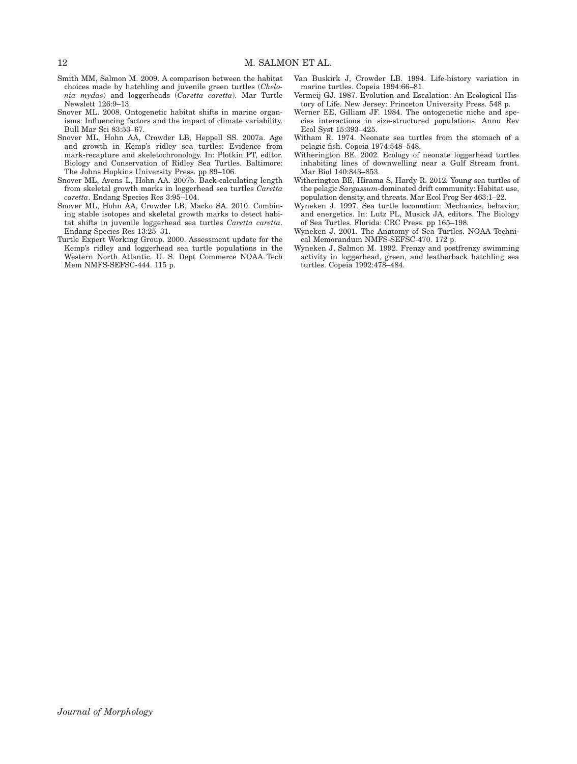Smith MM, Salmon M. 2009. A comparison between the habitat choices made by hatchling and juvenile green turtles (*Chelonia mydas*) and loggerheads (*Caretta caretta*). Mar Turtle Newslett 126:9–13.

Snover ML. 2008. Ontogenetic habitat shifts in marine organisms: Influencing factors and the impact of climate variability. Bull Mar Sci 83:53–67.

Snover ML, Hohn AA, Crowder LB, Heppell SS. 2007a. Age and growth in Kemp's ridley sea turtles: Evidence from mark-recapture and skeletochronology. In: Plotkin PT, editor. Biology and Conservation of Ridley Sea Turtles. Baltimore: The Johns Hopkins University Press. pp 89–106.

Snover ML, Avens L, Hohn AA. 2007b. Back-calculating length from skeletal growth marks in loggerhead sea turtles *Caretta caretta*. Endang Species Res 3:95–104.

Snover ML, Hohn AA, Crowder LB, Macko SA. 2010. Combining stable isotopes and skeletal growth marks to detect habitat shifts in juvenile loggerhead sea turtles *Caretta caretta*. Endang Species Res 13:25–31.

Turtle Expert Working Group. 2000. Assessment update for the Kemp's ridley and loggerhead sea turtle populations in the Western North Atlantic. U. S. Dept Commerce NOAA Tech Mem NMFS-SEFSC-444. 115 p.

Van Buskirk J, Crowder LB. 1994. Life-history variation in marine turtles. Copeia 1994:66–81.

Vermeij GJ. 1987. Evolution and Escalation: An Ecological History of Life. New Jersey: Princeton University Press. 548 p.

Werner EE, Gilliam JF. 1984. The ontogenetic niche and species interactions in size-structured populations. Annu Rev Ecol Syst 15:393–425.

Witham R. 1974. Neonate sea turtles from the stomach of a pelagic fish. Copeia 1974:548–548.

Witherington BE. 2002. Ecology of neonate loggerhead turtles inhabiting lines of downwelling near a Gulf Stream front. Mar Biol 140:843–853.

Witherington BE, Hirama S, Hardy R. 2012. Young sea turtles of the pelagic *Sargassum*-dominated drift community: Habitat use, population density, and threats. Mar Ecol Prog Ser 463:1–22.

Wyneken J. 1997. Sea turtle locomotion: Mechanics, behavior, and energetics. In: Lutz PL, Musick JA, editors. The Biology of Sea Turtles. Florida: CRC Press. pp 165–198.

Wyneken J. 2001. The Anatomy of Sea Turtles. NOAA Technical Memorandum NMFS-SEFSC-470. 172 p.

Wyneken J, Salmon M. 1992. Frenzy and postfrenzy swimming activity in loggerhead, green, and leatherback hatchling sea turtles. Copeia 1992:478–484.